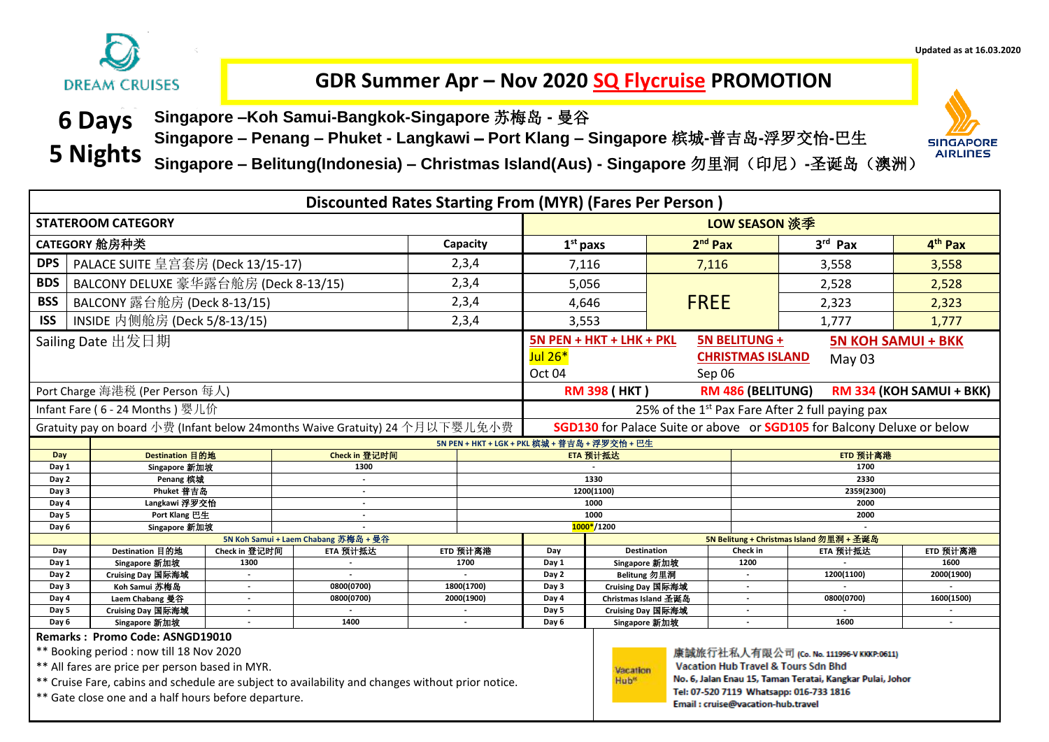DREAM CRUISES

Updated as at 16.03.2020

# GDR Summer Apr – Nov 2020 SQ Flycruise PROMOTION

SINGAPORE AIRLINES

**6 Days 5 Nights**

**Singapore –Koh Samui-Bangkok-Singapore 苏梅岛 - 曼谷**
**Singapore – Penang – Phuket - Langkawi – Port Klang – Singapore 槟城-普吉岛-浮罗交怡-巴生**
**Singapore – Belitung(Indonesia) – Christmas Island(Aus) - Singapore 勿里洞（印尼）-圣诞岛（澳洲）**

## Discounted Rates Starting From (MYR) (Fares Per Person )

| STATEROOM CATEGORY | | | LOW SEASON 淡季 | | | |
|---|---|---|---|---|---|---|
| CATEGORY 舱房种类 | | Capacity | 1st paxs | 2nd Pax | 3rd Pax | 4th Pax |
| DPS | PALACE SUITE 皇宫套房 (Deck 13/15-17) | 2,3,4 | 7,116 | 7,116 | 3,558 | 3,558 |
| BDS | BALCONY DELUXE 豪华露台舱房 (Deck 8-13/15) | 2,3,4 | 5,056 | FREE | 2,528 | 2,528 |
| BSS | BALCONY 露台舱房 (Deck 8-13/15) | 2,3,4 | 4,646 | FREE | 2,323 | 2,323 |
| ISS | INSIDE 内侧舱房 (Deck 5/8-13/15) | 2,3,4 | 3,553 | FREE | 1,777 | 1,777 |
| Sailing Date 出发日期 | | | 5N PEN + HKT + LHK + PKL<br>Jul 26*<br>Oct 04 | 5N BELITUNG + CHRISTMAS ISLAND<br>Sep 06 | | 5N KOH SAMUI + BKK<br>May 03 |
| Port Charge 海港税 (Per Person 每人) | | | RM 398 ( HKT ) | RM 486 (BELITUNG) | | RM 334 (KOH SAMUI + BKK) |
| Infant Fare ( 6 - 24 Months ) 婴儿价 | | | 25% of the 1st Pax Fare After 2 full paying pax | | | |
| Gratuity pay on board 小费 (Infant below 24months Waive Gratuity) 24 个月以下婴儿免小费 | | | SGD130 for Palace Suite or above or SGD105 for Balcony Deluxe or below | | | |

**5N PEN + HKT + LGK + PKL 槟城 + 普吉岛 + 浮罗交怡 + 巴生**

| Day | Destination 目的地 | Check in 登记时间 | ETA 预计抵达 | ETD 预计离港 |
|---|---|---|---|---|
| Day 1 | Singapore 新加坡 | 1300 | - | 1700 |
| Day 2 | Penang 槟城 | - | 1330 | 2330 |
| Day 3 | Phuket 普吉岛 | - | 1200(1100) | 2359(2300) |
| Day 4 | Langkawi 浮罗交怡 | - | 1000 | 2000 |
| Day 5 | Port Klang 巴生 | - | 1000 | 2000 |
| Day 6 | Singapore 新加坡 | - | 1000*/1200 | - |

**5N Koh Samui + Laem Chabang 苏梅岛 + 曼谷**

| Day | Destination 目的地 | Check in 登记时间 | ETA 预计抵达 | ETD 预计离港 |
|---|---|---|---|---|
| Day 1 | Singapore 新加坡 | 1300 | - | 1700 |
| Day 2 | Cruising Day 国际海域 | - | - | - |
| Day 3 | Koh Samui 苏梅岛 | - | 0800(0700) | 1800(1700) |
| Day 4 | Laem Chabang 曼谷 | - | 0800(0700) | 2000(1900) |
| Day 5 | Cruising Day 国际海域 | - | - | - |
| Day 6 | Singapore 新加坡 | - | 1400 | - |

**5N Belitung + Christmas Island 勿里洞 + 圣诞岛**

| Day | Destination | Check in | ETA 预计抵达 | ETD 预计离港 |
|---|---|---|---|---|
| Day 1 | Singapore 新加坡 | 1200 | - | 1600 |
| Day 2 | Belitung 勿里洞 | - | 1200(1100) | 2000(1900) |
| Day 3 | Cruising Day 国际海域 | - | - | - |
| Day 4 | Christmas Island 圣诞岛 | - | 0800(0700) | 1600(1500) |
| Day 5 | Cruising Day 国际海域 | - | - | - |
| Day 6 | Singapore 新加坡 | - | 1600 | - |

**Remarks : Promo Code: ASNGD19010**

** Booking period : now till 18 Nov 2020
** All fares are price per person based in MYR.
** Cruise Fare, cabins and schedule are subject to availability and changes without prior notice.
** Gate close one and a half hours before departure.

Vacation Hub
康誠旅行社私人有限公司 (Co. No. 111996-V KKKP:0611)
Vacation Hub Travel & Tours Sdn Bhd
No. 6, Jalan Enau 15, Taman Teratai, Kangkar Pulai, Johor
Tel: 07-520 7119 Whatsapp: 016-733 1816
Email : cruise@vacation-hub.travel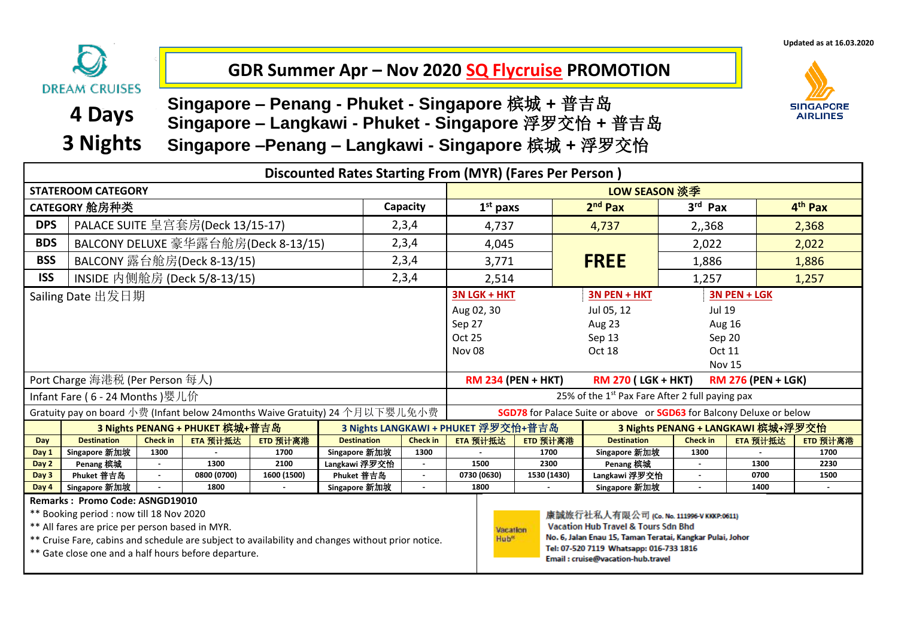Updated as at 16.03.2020

DREAM CRUISES

# GDR Summer Apr – Nov 2020 SQ Flycruise PROMOTION

SINGAPORE AIRLINES

## 4 Days 3 Nights

**Singapore – Penang - Phuket - Singapore 槟城 + 普吉岛**
**Singapore – Langkawi - Phuket - Singapore 浮罗交怡 + 普吉岛**
**Singapore –Penang – Langkawi - Singapore 槟城 + 浮罗交怡**

**Discounted Rates Starting From (MYR) (Fares Per Person )**

| STATEROOM CATEGORY | | | LOW SEASON 淡季 | | | |
|---|---|---|---|---|---|---|
| CATEGORY 舱房种类 | | Capacity | 1st paxs | 2nd Pax | 3rd Pax | 4th Pax |
| DPS | PALACE SUITE 皇宫套房(Deck 13/15-17) | 2,3,4 | 4,737 | 4,737 | 2,,368 | 2,368 |
| BDS | BALCONY DELUXE 豪华露台舱房(Deck 8-13/15) | 2,3,4 | 4,045 | FREE | 2,022 | 2,022 |
| BSS | BALCONY 露台舱房(Deck 8-13/15) | 2,3,4 | 3,771 | FREE | 1,886 | 1,886 |
| ISS | INSIDE 内侧舱房 (Deck 5/8-13/15) | 2,3,4 | 2,514 | FREE | 1,257 | 1,257 |

| Sailing Date 出发日期 | 3N LGK + HKT | 3N PEN + HKT | 3N PEN + LGK |
|---|---|---|---|
| | Aug 02, 30<br>Sep 27<br>Oct 25<br>Nov 08 | Jul 05, 12<br>Aug 23<br>Sep 13<br>Oct 18 | Jul 19<br>Aug 16<br>Sep 20<br>Oct 11<br>Nov 15 |
| Port Charge 海港税 (Per Person 每人) | RM 234 (PEN + HKT) | RM 270 ( LGK + HKT) | RM 276 (PEN + LGK) |
| Infant Fare ( 6 - 24 Months )婴儿价 | 25% of the 1st Pax Fare After 2 full paying pax | | |
| Gratuity pay on board 小费 (Infant below 24months Waive Gratuity) 24 个月以下婴儿免小费 | SGD78 for Palace Suite or above or SGD63 for Balcony Deluxe or below | | |

| | 3 Nights PENANG + PHUKET 槟城+普吉岛 | | | | 3 Nights LANGKAWI + PHUKET 浮罗交怡+普吉岛 | | | | 3 Nights PENANG + LANGKAWI 槟城+浮罗交怡 | | | |
|---|---|---|---|---|---|---|---|---|---|---|---|---|
| Day | Destination | Check in | ETA 预计抵达 | ETD 预计离港 | Destination | Check in | ETA 预计抵达 | ETD 预计离港 | Destination | Check in | ETA 预计抵达 | ETD 预计离港 |
| Day 1 | Singapore 新加坡 | 1300 | - | 1700 | Singapore 新加坡 | 1300 | - | 1700 | Singapore 新加坡 | 1300 | - | 1700 |
| Day 2 | Penang 槟城 | - | 1300 | 2100 | Langkawi 浮罗交怡 | - | 1500 | 2300 | Penang 槟城 | - | 1300 | 2230 |
| Day 3 | Phuket 普吉岛 | - | 0800 (0700) | 1600 (1500) | Phuket 普吉岛 | - | 0730 (0630) | 1530 (1430) | Langkawi 浮罗交怡 | - | 0700 | 1500 |
| Day 4 | Singapore 新加坡 | - | 1800 | - | Singapore 新加坡 | - | 1800 | - | Singapore 新加坡 | - | 1400 | - |

**Remarks : Promo Code: ASNGD19010**

** Booking period : now till 18 Nov 2020
** All fares are price per person based in MYR.
** Cruise Fare, cabins and schedule are subject to availability and changes without prior notice.
** Gate close one and a half hours before departure.

Vacation Hub
康誠旅行社私人有限公司 (Co. No. 111996-V KKKP:0611)
Vacation Hub Travel & Tours Sdn Bhd
No. 6, Jalan Enau 15, Taman Teratai, Kangkar Pulai, Johor
Tel: 07-520 7119 Whatsapp: 016-733 1816
Email : cruise@vacation-hub.travel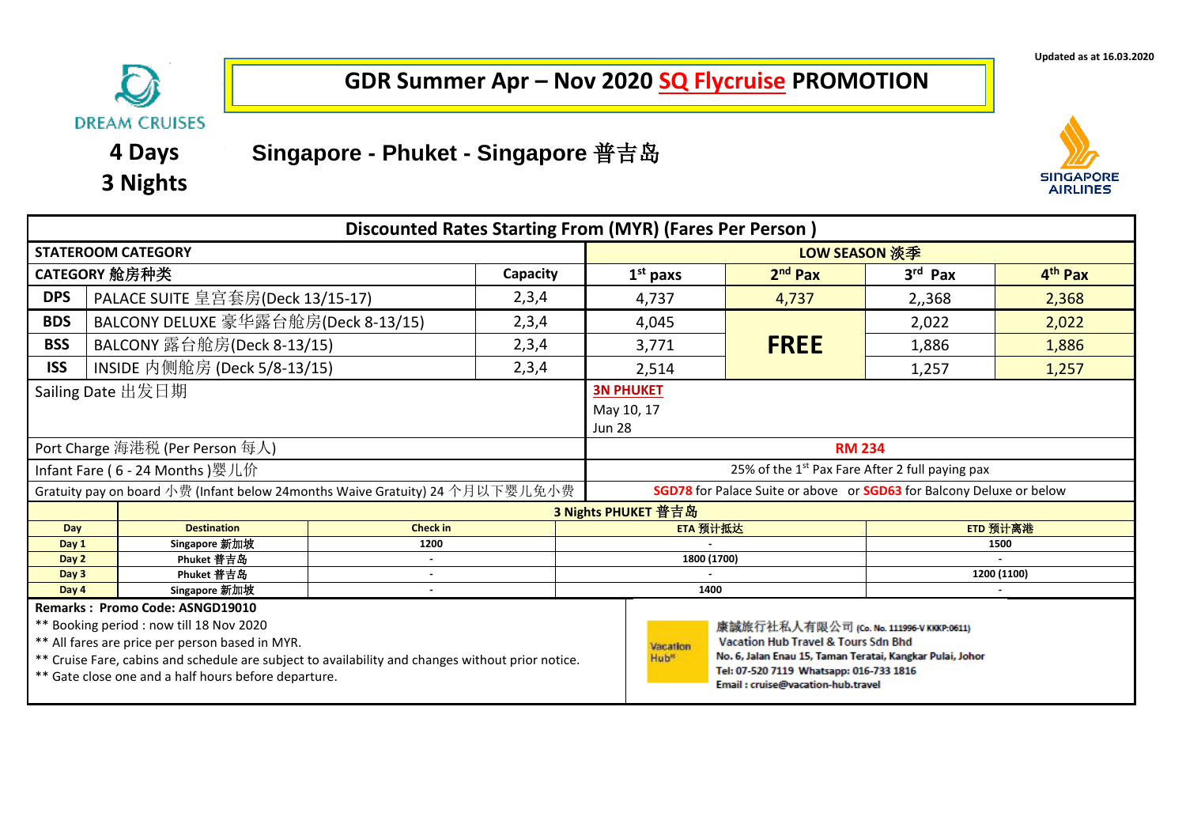Updated as at 16.03.2020

DREAM CRUISES

# GDR Summer Apr – Nov 2020 SQ Flycruise PROMOTION

**4 Days 3 Nights**

## Singapore - Phuket - Singapore 普吉岛

SINGAPORE AIRLINES

| Discounted Rates Starting From (MYR) (Fares Per Person ) | | | | | | | |
|---|---|---|---|---|---|---|---|
| **STATEROOM CATEGORY** | | | **LOW SEASON 淡季** | | | | |
| **CATEGORY 舱房种类** | | **Capacity** | **1st paxs** | **2nd Pax** | **3rd Pax** | **4th Pax** | |
| **DPS** | PALACE SUITE 皇宫套房(Deck 13/15-17) | 2,3,4 | 4,737 | 4,737 | 2,,368 | 2,368 | |
| **BDS** | BALCONY DELUXE 豪华露台舱房(Deck 8-13/15) | 2,3,4 | 4,045 | **FREE** | 2,022 | 2,022 | |
| **BSS** | BALCONY 露台舱房(Deck 8-13/15) | 2,3,4 | 3,771 | | 1,886 | 1,886 | |
| **ISS** | INSIDE 内侧舱房 (Deck 5/8-13/15) | 2,3,4 | 2,514 | | 1,257 | 1,257 | |
| Sailing Date 出发日期 | | | 3N PHUKET<br>May 10, 17<br>Jun 28 | | | | |
| Port Charge 海港税 (Per Person 每人) | | | RM 234 | | | | |
| Infant Fare ( 6 - 24 Months )婴儿价 | | | 25% of the 1st Pax Fare After 2 full paying pax | | | | |
| Gratuity pay on board 小费 (Infant below 24months Waive Gratuity) 24 个月以下婴儿免小费 | | | SGD78 for Palace Suite or above or SGD63 for Balcony Deluxe or below | | | | |

| 3 Nights PHUKET 普吉岛 | | | | |
|---|---|---|---|---|
| **Day** | **Destination** | **Check in** | **ETA 预计抵达** | **ETD 预计离港** |
| **Day 1** | Singapore 新加坡 | 1200 | - | 1500 |
| **Day 2** | Phuket 普吉岛 | - | 1800 (1700) | - |
| **Day 3** | Phuket 普吉岛 | - | - | 1200 (1100) |
| **Day 4** | Singapore 新加坡 | - | 1400 | - |

**Remarks : Promo Code: ASNGD19010**

** Booking period : now till 18 Nov 2020

** All fares are price per person based in MYR.

** Cruise Fare, cabins and schedule are subject to availability and changes without prior notice.

** Gate close one and a half hours before departure.

Vacation Hub

康誠旅行社私人有限公司 (Co. No. 111996-V KKKP:0611)
Vacation Hub Travel & Tours Sdn Bhd
No. 6, Jalan Enau 15, Taman Teratai, Kangkar Pulai, Johor
Tel: 07-520 7119 Whatsapp: 016-733 1816
Email : cruise@vacation-hub.travel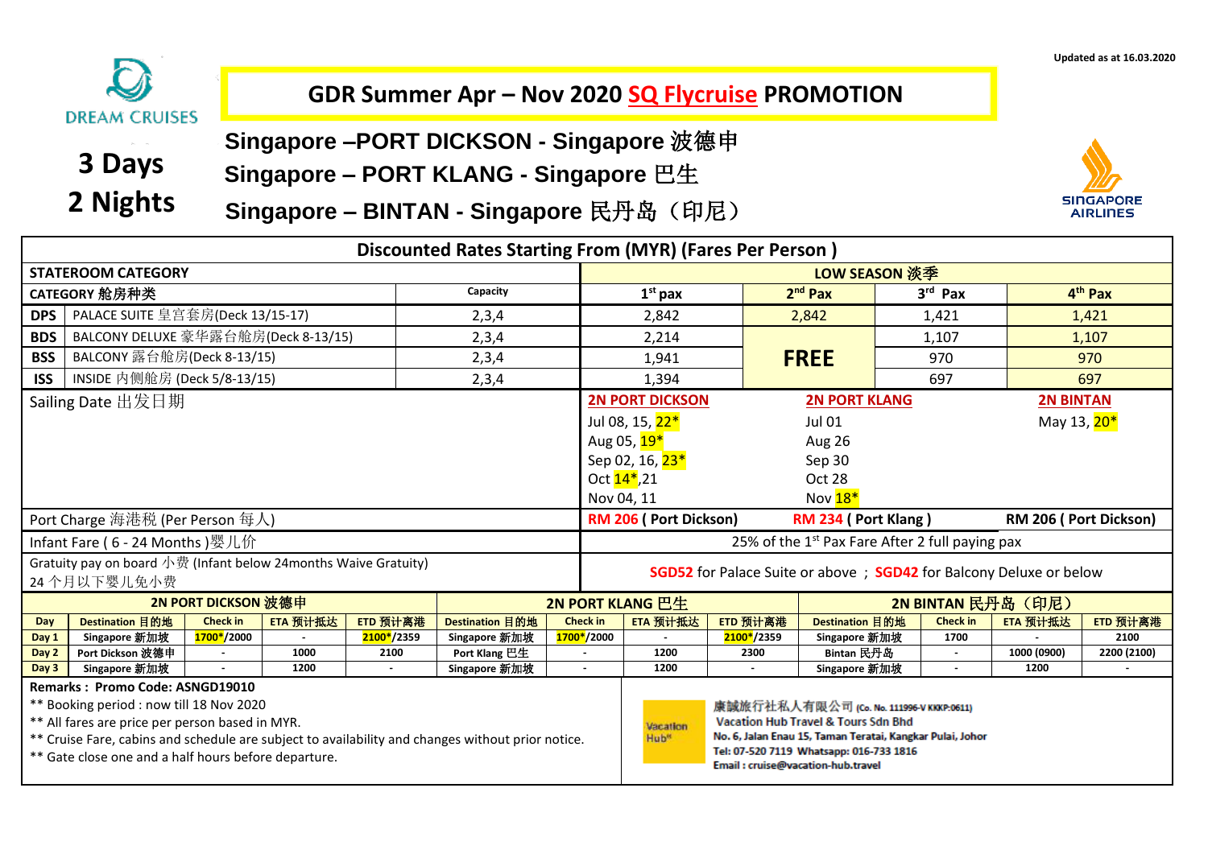Updated as at 16.03.2020

DREAM CRUISES

# GDR Summer Apr – Nov 2020 SQ Flycruise PROMOTION

**3 Days 2 Nights**

## Singapore –PORT DICKSON - Singapore 波德申
## Singapore – PORT KLANG - Singapore 巴生
## Singapore – BINTAN - Singapore 民丹岛（印尼）

SINGAPORE AIRLINES

**Discounted Rates Starting From (MYR) (Fares Per Person )**

| STATEROOM CATEGORY | | | LOW SEASON 淡季 | | | |
|---|---|---|---|---|---|---|
| CATEGORY 舱房种类 | | Capacity | 1st pax | 2nd Pax | 3rd Pax | 4th Pax |
| DPS | PALACE SUITE 皇宫套房(Deck 13/15-17) | 2,3,4 | 2,842 | 2,842 | 1,421 | 1,421 |
| BDS | BALCONY DELUXE 豪华露台舱房(Deck 8-13/15) | 2,3,4 | 2,214 | FREE | 1,107 | 1,107 |
| BSS | BALCONY 露台舱房(Deck 8-13/15) | 2,3,4 | 1,941 | FREE | 970 | 970 |
| ISS | INSIDE 内侧舱房 (Deck 5/8-13/15) | 2,3,4 | 1,394 | FREE | 697 | 697 |

| | 2N PORT DICKSON | 2N PORT KLANG | 2N BINTAN |
|---|---|---|---|
| Sailing Date 出发日期 | Jul 08, 15, 22*<br>Aug 05, 19*<br>Sep 02, 16, 23*<br>Oct 14*,21<br>Nov 04, 11 | Jul 01<br>Aug 26<br>Sep 30<br>Oct 28<br>Nov 18* | May 13, 20* |
| Port Charge 海港税 (Per Person 每人) | RM 206 ( Port Dickson) | RM 234 ( Port Klang ) | RM 206 ( Port Dickson) |
| Infant Fare ( 6 - 24 Months )婴儿价 | 25% of the 1st Pax Fare After 2 full paying pax | | |
| Gratuity pay on board 小费 (Infant below 24months Waive Gratuity) 24 个月以下婴儿免小费 | SGD52 for Palace Suite or above ; SGD42 for Balcony Deluxe or below | | |

| | 2N PORT DICKSON 波德申 | | | | 2N PORT KLANG 巴生 | | | | 2N BINTAN 民丹岛（印尼） | | | |
|---|---|---|---|---|---|---|---|---|---|---|---|---|
| Day | Destination 目的地 | Check in | ETA 预计抵达 | ETD 预计离港 | Destination 目的地 | Check in | ETA 预计抵达 | ETD 预计离港 | Destination 目的地 | Check in | ETA 预计抵达 | ETD 预计离港 |
| Day 1 | Singapore 新加坡 | 1700*/2000 | - | 2100*/2359 | Singapore 新加坡 | 1700*/2000 | - | 2100*/2359 | Singapore 新加坡 | 1700 | - | 2100 |
| Day 2 | Port Dickson 波德申 | - | 1000 | 2100 | Port Klang 巴生 | - | 1200 | 2300 | Bintan 民丹岛 | - | 1000 (0900) | 2200 (2100) |
| Day 3 | Singapore 新加坡 | - | 1200 | - | Singapore 新加坡 | - | 1200 | - | Singapore 新加坡 | - | 1200 | - |

**Remarks : Promo Code: ASNGD19010**

** Booking period : now till 18 Nov 2020
** All fares are price per person based in MYR.
** Cruise Fare, cabins and schedule are subject to availability and changes without prior notice.
** Gate close one and a half hours before departure.

Vacation Hub

康誠旅行社私人有限公司 (Co. No. 111996-V KKKP:0611)
Vacation Hub Travel & Tours Sdn Bhd
No. 6, Jalan Enau 15, Taman Teratai, Kangkar Pulai, Johor
Tel: 07-520 7119 Whatsapp: 016-733 1816
Email : cruise@vacation-hub.travel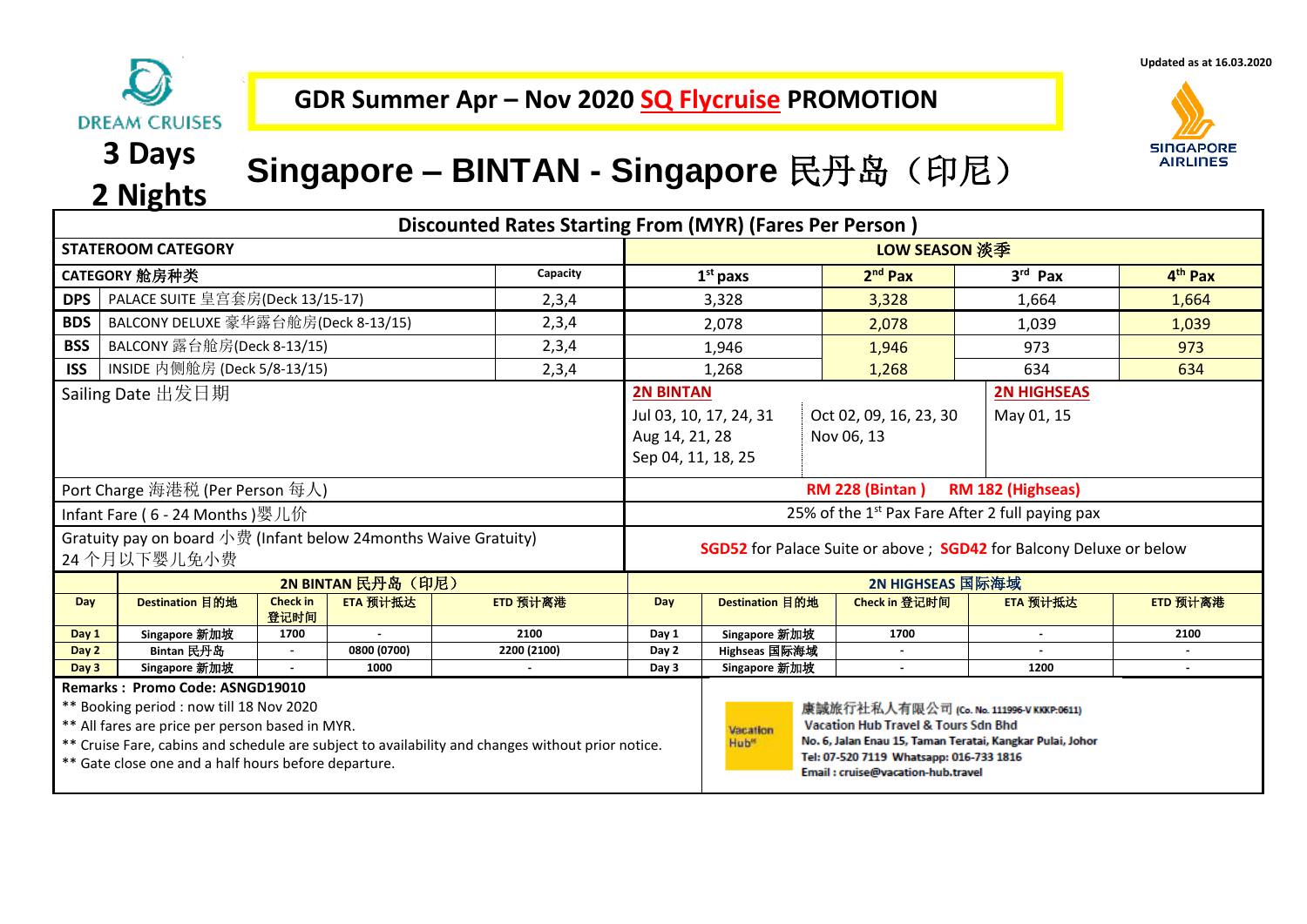Updated as at 16.03.2020

DREAM CRUISES

# GDR Summer Apr – Nov 2020 SQ Flycruise PROMOTION

SINGAPORE AIRLINES

## 3 Days 2 Nights

## Singapore – BINTAN - Singapore 民丹岛（印尼）

| Discounted Rates Starting From (MYR) (Fares Per Person ) | | | | | | |
|---|---|---|---|---|---|---|
| STATEROOM CATEGORY | | | LOW SEASON 淡季 | | | |
| CATEGORY 舱房种类 | | Capacity | 1st paxs | 2nd Pax | 3rd Pax | 4th Pax |
| DPS | PALACE SUITE 皇宫套房(Deck 13/15-17) | 2,3,4 | 3,328 | 3,328 | 1,664 | 1,664 |
| BDS | BALCONY DELUXE 豪华露台舱房(Deck 8-13/15) | 2,3,4 | 2,078 | 2,078 | 1,039 | 1,039 |
| BSS | BALCONY 露台舱房(Deck 8-13/15) | 2,3,4 | 1,946 | 1,946 | 973 | 973 |
| ISS | INSIDE 内侧舱房 (Deck 5/8-13/15) | 2,3,4 | 1,268 | 1,268 | 634 | 634 |
| Sailing Date 出发日期 | | | **2N BINTAN** Jul 03, 10, 17, 24, 31 Aug 14, 21, 28 Sep 04, 11, 18, 25 | Oct 02, 09, 16, 23, 30 Nov 06, 13 | **2N HIGHSEAS** May 01, 15 | |
| Port Charge 海港税 (Per Person 每人) | | | RM 228 (Bintan ) RM 182 (Highseas) | | | |
| Infant Fare ( 6 - 24 Months )婴儿价 | | | 25% of the 1st Pax Fare After 2 full paying pax | | | |
| Gratuity pay on board 小费 (Infant below 24months Waive Gratuity) 24 个月以下婴儿免小费 | | | SGD52 for Palace Suite or above ; SGD42 for Balcony Deluxe or below | | | |

| 2N BINTAN 民丹岛（印尼） | | | | | 2N HIGHSEAS 国际海域 | | | | |
|---|---|---|---|---|---|---|---|---|---|
| Day | Destination 目的地 | Check in 登记时间 | ETA 预计抵达 | ETD 预计离港 | Day | Destination 目的地 | Check in 登记时间 | ETA 预计抵达 | ETD 预计离港 |
| Day 1 | Singapore 新加坡 | 1700 | - | 2100 | Day 1 | Singapore 新加坡 | 1700 | - | 2100 |
| Day 2 | Bintan 民丹岛 | - | 0800 (0700) | 2200 (2100) | Day 2 | Highseas 国际海域 | - | - | - |
| Day 3 | Singapore 新加坡 | - | 1000 | - | Day 3 | Singapore 新加坡 | - | 1200 | - |

**Remarks : Promo Code: ASNGD19010**

** Booking period : now till 18 Nov 2020

** All fares are price per person based in MYR.

** Cruise Fare, cabins and schedule are subject to availability and changes without prior notice.

** Gate close one and a half hours before departure.

Vacation Hub

康誠旅行社私人有限公司 (Co. No. 111996-V KKKP:0611)
Vacation Hub Travel & Tours Sdn Bhd
No. 6, Jalan Enau 15, Taman Teratai, Kangkar Pulai, Johor
Tel: 07-520 7119 Whatsapp: 016-733 1816
Email : cruise@vacation-hub.travel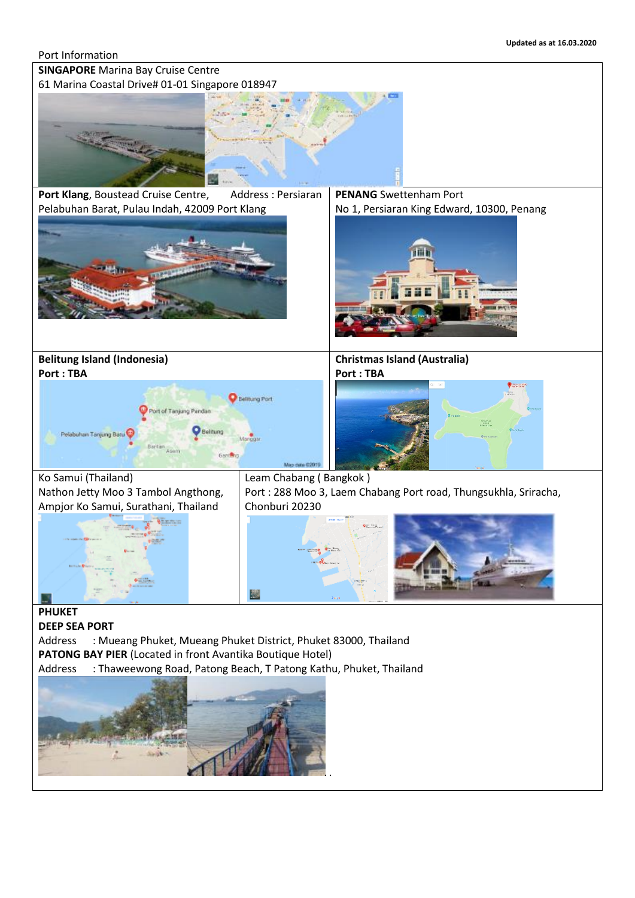Updated as at 16.03.2020

Port Information

**SINGAPORE** Marina Bay Cruise Centre
61 Marina Coastal Drive# 01-01 Singapore 018947

**Port Klang**, Boustead Cruise Centre, Address : Persiaran Pelabuhan Barat, Pulau Indah, 42009 Port Klang

**PENANG** Swettenham Port
No 1, Persiaran King Edward, 10300, Penang

**Belitung Island (Indonesia)**
**Port : TBA**

**Christmas Island (Australia)**
**Port : TBA**

Ko Samui (Thailand)
Nathon Jetty Moo 3 Tambol Angthong, Ampjor Ko Samui, Surathani, Thailand

Leam Chabang ( Bangkok )
Port : 288 Moo 3, Laem Chabang Port road, Thungsukhla, Sriracha, Chonburi 20230

**PHUKET**
**DEEP SEA PORT**
Address : Mueang Phuket, Mueang Phuket District, Phuket 83000, Thailand
**PATONG BAY PIER** (Located in front Avantika Boutique Hotel)
Address : Thaweewong Road, Patong Beach, T Patong Kathu, Phuket, Thailand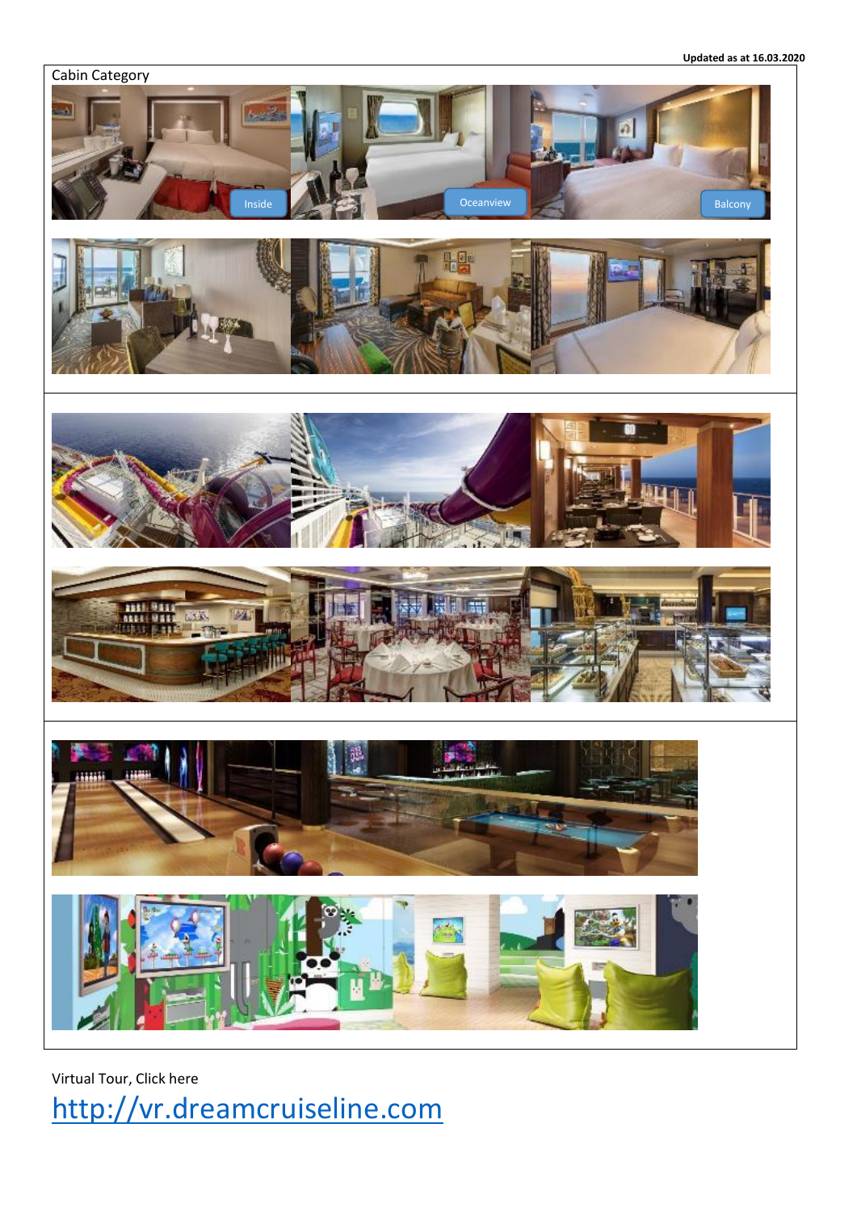Updated as at 16.03.2020

Cabin Category

Inside

Oceanview

Balcony

Virtual Tour, Click here

http://vr.dreamcruiseline.com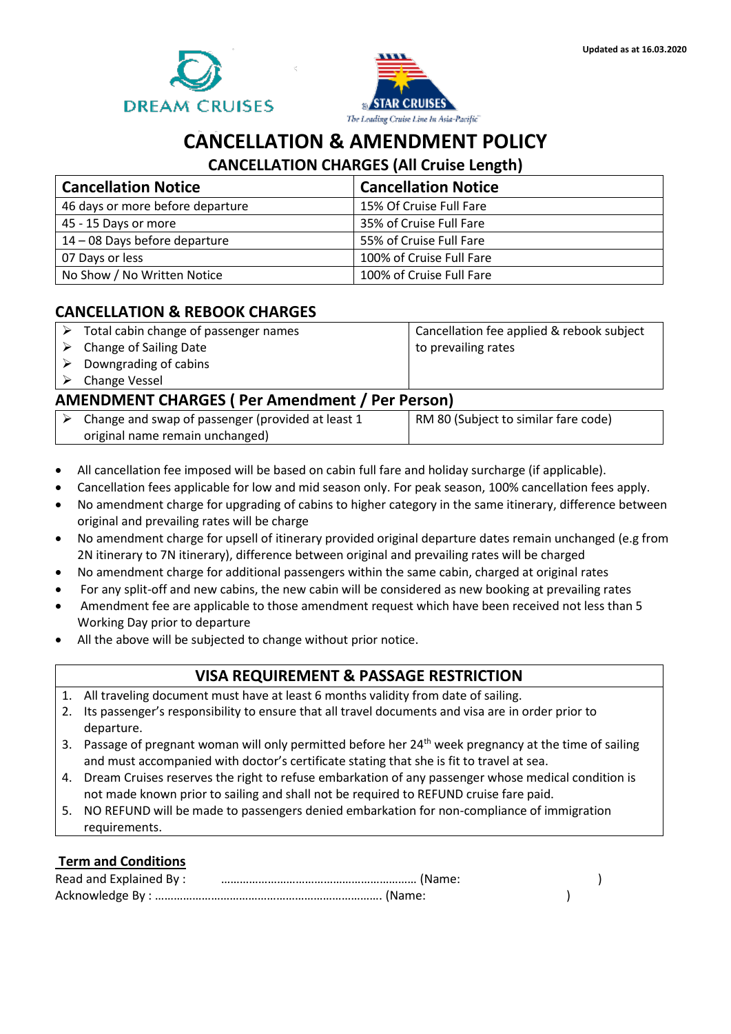Updated as at 16.03.2020

# CANCELLATION & AMENDMENT POLICY

## CANCELLATION CHARGES (All Cruise Length)

| Cancellation Notice | Cancellation Notice |
|---|---|
| 46 days or more before departure | 15% Of Cruise Full Fare |
| 45 - 15 Days or more | 35% of Cruise Full Fare |
| 14 – 08 Days before departure | 55% of Cruise Full Fare |
| 07 Days or less | 100% of Cruise Full Fare |
| No Show / No Written Notice | 100% of Cruise Full Fare |

## CANCELLATION & REBOOK CHARGES

| | |
|---|---|
| ➢ Total cabin change of passenger names<br>➢ Change of Sailing Date<br>➢ Downgrading of cabins<br>➢ Change Vessel | Cancellation fee applied & rebook subject to prevailing rates |

## AMENDMENT CHARGES ( Per Amendment / Per Person)

| | |
|---|---|
| ➢ Change and swap of passenger (provided at least 1 original name remain unchanged) | RM 80 (Subject to similar fare code) |

- All cancellation fee imposed will be based on cabin full fare and holiday surcharge (if applicable).
- Cancellation fees applicable for low and mid season only. For peak season, 100% cancellation fees apply.
- No amendment charge for upgrading of cabins to higher category in the same itinerary, difference between original and prevailing rates will be charge
- No amendment charge for upsell of itinerary provided original departure dates remain unchanged (e.g from 2N itinerary to 7N itinerary), difference between original and prevailing rates will be charged
- No amendment charge for additional passengers within the same cabin, charged at original rates
- For any split-off and new cabins, the new cabin will be considered as new booking at prevailing rates
- Amendment fee are applicable to those amendment request which have been received not less than 5 Working Day prior to departure
- All the above will be subjected to change without prior notice.

## VISA REQUIREMENT & PASSAGE RESTRICTION

1. All traveling document must have at least 6 months validity from date of sailing.
2. Its passenger's responsibility to ensure that all travel documents and visa are in order prior to departure.
3. Passage of pregnant woman will only permitted before her 24th week pregnancy at the time of sailing and must accompanied with doctor's certificate stating that she is fit to travel at sea.
4. Dream Cruises reserves the right to refuse embarkation of any passenger whose medical condition is not made known prior to sailing and shall not be required to REFUND cruise fare paid.
5. NO REFUND will be made to passengers denied embarkation for non-compliance of immigration requirements.

**Term and Conditions**

Read and Explained By : ……………………………………………………… (Name: )

Acknowledge By : ……………………………………………………………. (Name: )